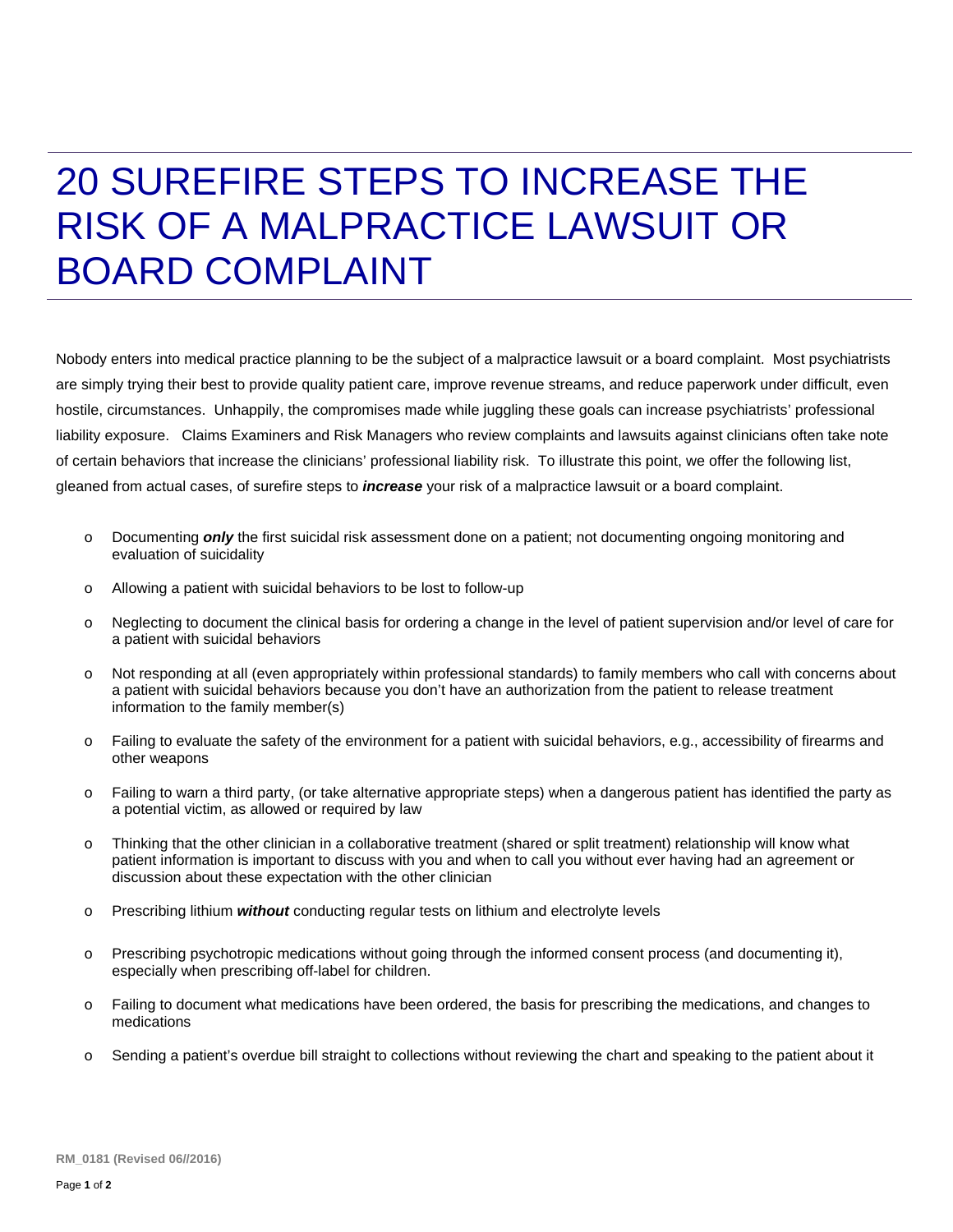# 20 SUREFIRE STEPS TO INCREASE THE RISK OF A MALPRACTICE LAWSUIT OR BOARD COMPLAINT

Nobody enters into medical practice planning to be the subject of a malpractice lawsuit or a board complaint. Most psychiatrists are simply trying their best to provide quality patient care, improve revenue streams, and reduce paperwork under difficult, even hostile, circumstances. Unhappily, the compromises made while juggling these goals can increase psychiatrists' professional liability exposure. Claims Examiners and Risk Managers who review complaints and lawsuits against clinicians often take note of certain behaviors that increase the clinicians' professional liability risk. To illustrate this point, we offer the following list, gleaned from actual cases, of surefire steps to ***increase*** your risk of a malpractice lawsuit or a board complaint.

- Documenting ***only*** the first suicidal risk assessment done on a patient; not documenting ongoing monitoring and evaluation of suicidality
- Allowing a patient with suicidal behaviors to be lost to follow-up
- Neglecting to document the clinical basis for ordering a change in the level of patient supervision and/or level of care for a patient with suicidal behaviors
- Not responding at all (even appropriately within professional standards) to family members who call with concerns about a patient with suicidal behaviors because you don't have an authorization from the patient to release treatment information to the family member(s)
- Failing to evaluate the safety of the environment for a patient with suicidal behaviors, e.g., accessibility of firearms and other weapons
- Failing to warn a third party, (or take alternative appropriate steps) when a dangerous patient has identified the party as a potential victim, as allowed or required by law
- Thinking that the other clinician in a collaborative treatment (shared or split treatment) relationship will know what patient information is important to discuss with you and when to call you without ever having had an agreement or discussion about these expectation with the other clinician
- Prescribing lithium ***without*** conducting regular tests on lithium and electrolyte levels
- Prescribing psychotropic medications without going through the informed consent process (and documenting it), especially when prescribing off-label for children.
- Failing to document what medications have been ordered, the basis for prescribing the medications, and changes to medications
- Sending a patient's overdue bill straight to collections without reviewing the chart and speaking to the patient about it

RM_0181 (Revised 06//2016)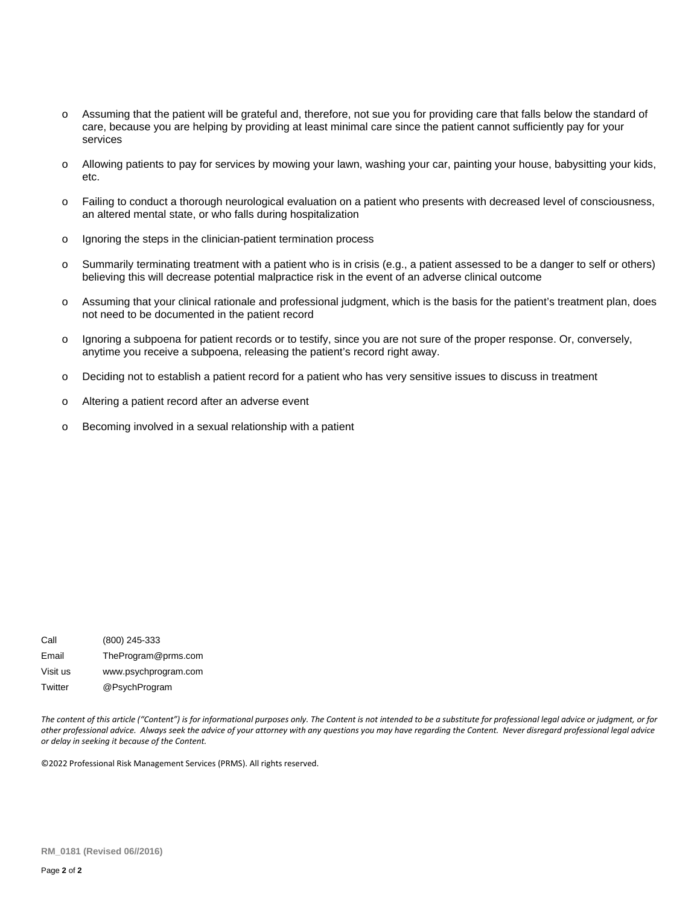- Assuming that the patient will be grateful and, therefore, not sue you for providing care that falls below the standard of care, because you are helping by providing at least minimal care since the patient cannot sufficiently pay for your services

- Allowing patients to pay for services by mowing your lawn, washing your car, painting your house, babysitting your kids, etc.

- Failing to conduct a thorough neurological evaluation on a patient who presents with decreased level of consciousness, an altered mental state, or who falls during hospitalization

- Ignoring the steps in the clinician-patient termination process

- Summarily terminating treatment with a patient who is in crisis (e.g., a patient assessed to be a danger to self or others) believing this will decrease potential malpractice risk in the event of an adverse clinical outcome

- Assuming that your clinical rationale and professional judgment, which is the basis for the patient's treatment plan, does not need to be documented in the patient record

- Ignoring a subpoena for patient records or to testify, since you are not sure of the proper response. Or, conversely, anytime you receive a subpoena, releasing the patient's record right away.

- Deciding not to establish a patient record for a patient who has very sensitive issues to discuss in treatment

- Altering a patient record after an adverse event

- Becoming involved in a sexual relationship with a patient

| | |
|---|---|
| Call | (800) 245-333 |
| Email | TheProgram@prms.com |
| Visit us | www.psychprogram.com |
| Twitter | @PsychProgram |

*The content of this article ("Content") is for informational purposes only. The Content is not intended to be a substitute for professional legal advice or judgment, or for other professional advice. Always seek the advice of your attorney with any questions you may have regarding the Content. Never disregard professional legal advice or delay in seeking it because of the Content.*

©2022 Professional Risk Management Services (PRMS). All rights reserved.

**RM_0181 (Revised 06//2016)**